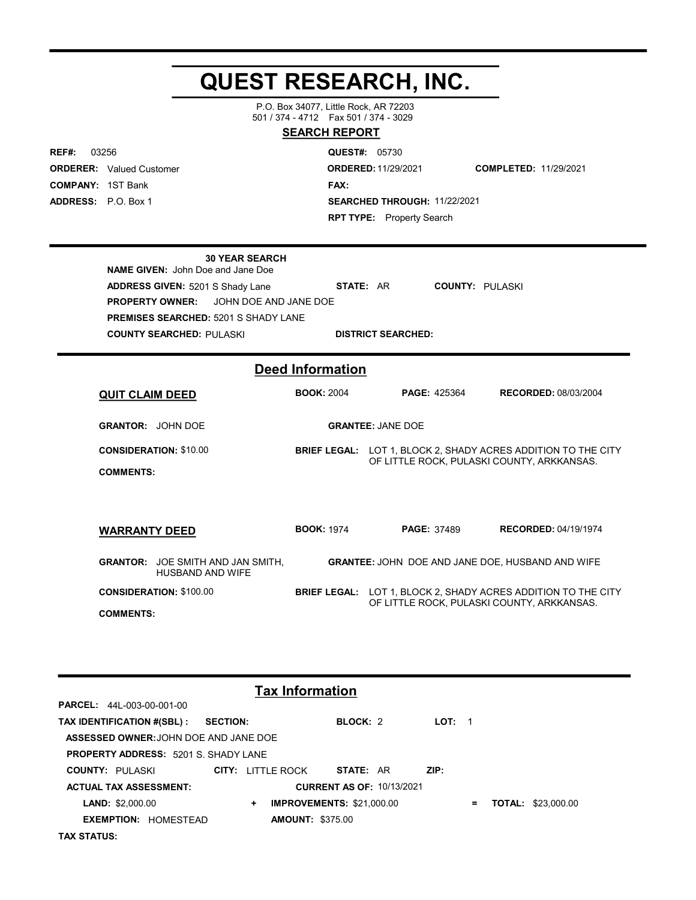# QUEST RESEARCH, INC.

P.O. Box 34077, Little Rock, AR 72203
501 / 374 - 4712 Fax 501 / 374 - 3029

## SEARCH REPORT

**REF#:** 03256
**ORDERER:** Valued Customer
**COMPANY:** 1ST Bank
**ADDRESS:** P.O. Box 1

**QUEST#:** 05730
**ORDERED:** 11/29/2021 **COMPLETED:** 11/29/2021
**FAX:**
**SEARCHED THROUGH:** 11/22/2021
**RPT TYPE:** Property Search

**30 YEAR SEARCH**

**NAME GIVEN:** John Doe and Jane Doe
**ADDRESS GIVEN:** 5201 S Shady Lane **STATE:** AR **COUNTY:** PULASKI
**PROPERTY OWNER:** JOHN DOE AND JANE DOE
**PREMISES SEARCHED:** 5201 S SHADY LANE
**COUNTY SEARCHED:** PULASKI **DISTRICT SEARCHED:**

## Deed Information

### QUIT CLAIM DEED

**BOOK:** 2004 **PAGE:** 425364 **RECORDED:** 08/03/2004

**GRANTOR:** JOHN DOE
**GRANTEE:** JANE DOE
**CONSIDERATION:** $10.00
**BRIEF LEGAL:** LOT 1, BLOCK 2, SHADY ACRES ADDITION TO THE CITY OF LITTLE ROCK, PULASKI COUNTY, ARKKANSAS.
**COMMENTS:**

### WARRANTY DEED

**BOOK:** 1974 **PAGE:** 37489 **RECORDED:** 04/19/1974

**GRANTOR:** JOE SMITH AND JAN SMITH, HUSBAND AND WIFE
**GRANTEE:** JOHN DOE AND JANE DOE, HUSBAND AND WIFE
**CONSIDERATION:** $100.00
**BRIEF LEGAL:** LOT 1, BLOCK 2, SHADY ACRES ADDITION TO THE CITY OF LITTLE ROCK, PULASKI COUNTY, ARKKANSAS.
**COMMENTS:**

## Tax Information

**PARCEL:** 44L-003-00-001-00
**TAX IDENTIFICATION #(SBL) :** **SECTION:** **BLOCK:** 2 **LOT:** 1
**ASSESSED OWNER:** JOHN DOE AND JANE DOE
**PROPERTY ADDRESS:** 5201 S. SHADY LANE
**COUNTY:** PULASKI **CITY:** LITTLE ROCK **STATE:** AR **ZIP:**
**ACTUAL TAX ASSESSMENT:** **CURRENT AS OF:** 10/13/2021
**LAND:** $2,000.00 + **IMPROVEMENTS:** $21,000.00 = **TOTAL:** $23,000.00
**EXEMPTION:** HOMESTEAD **AMOUNT:** $375.00
**TAX STATUS:**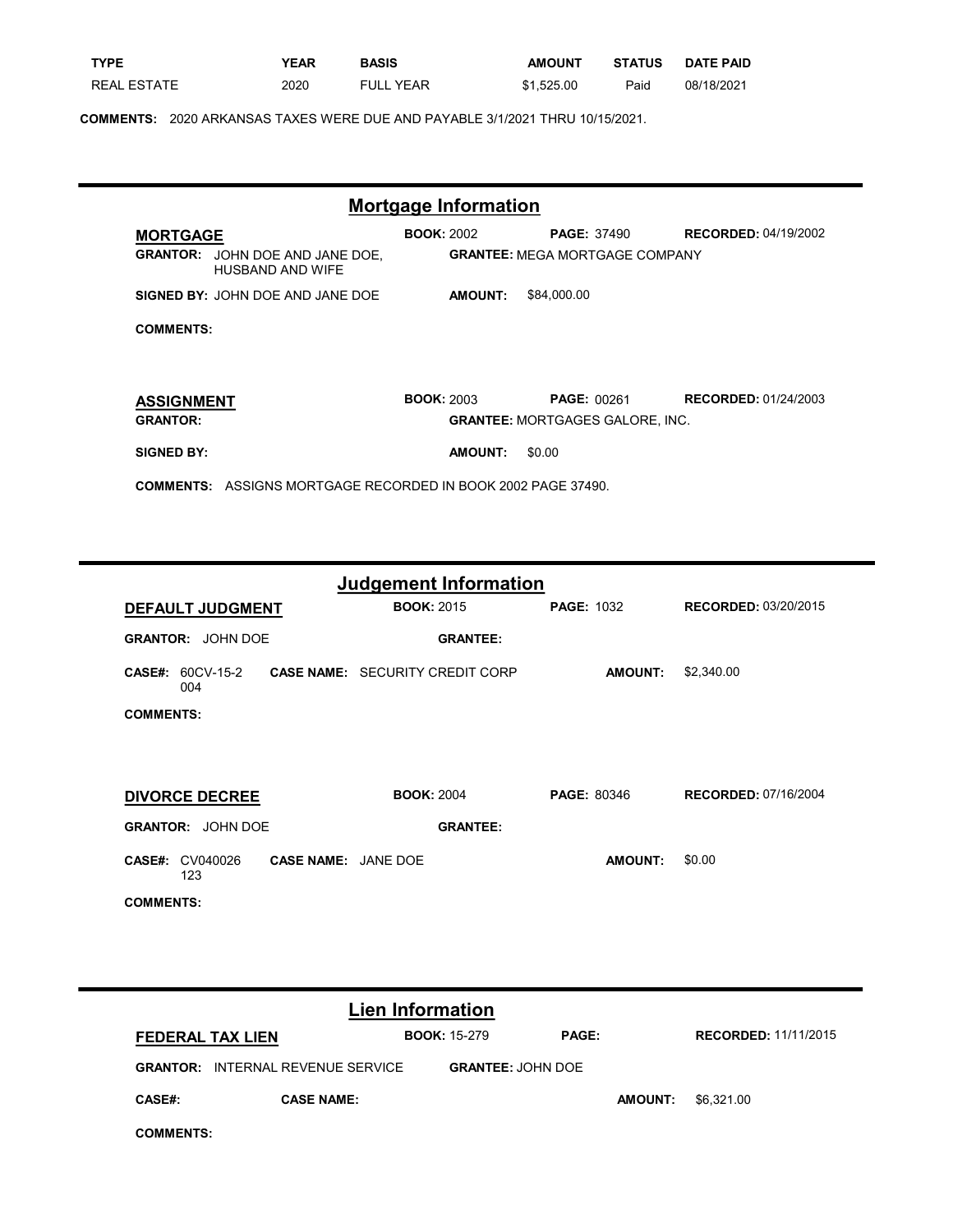| TYPE | YEAR | BASIS | AMOUNT | STATUS | DATE PAID |
|---|---|---|---|---|---|
| REAL ESTATE | 2020 | FULL YEAR | $1,525.00 | Paid | 08/18/2021 |

**COMMENTS:** 2020 ARKANSAS TAXES WERE DUE AND PAYABLE 3/1/2021 THRU 10/15/2021.

## Mortgage Information

**MORTGAGE** — **BOOK:** 2002 **PAGE:** 37490 **RECORDED:** 04/19/2002

**GRANTOR:** JOHN DOE AND JANE DOE, HUSBAND AND WIFE

**GRANTEE:** MEGA MORTGAGE COMPANY

**SIGNED BY:** JOHN DOE AND JANE DOE

**AMOUNT:** $84,000.00

**COMMENTS:**

**ASSIGNMENT** — **BOOK:** 2003 **PAGE:** 00261 **RECORDED:** 01/24/2003

**GRANTOR:**

**GRANTEE:** MORTGAGES GALORE, INC.

**SIGNED BY:**

**AMOUNT:** $0.00

**COMMENTS:** ASSIGNS MORTGAGE RECORDED IN BOOK 2002 PAGE 37490.

## Judgement Information

**DEFAULT JUDGMENT** — **BOOK:** 2015 **PAGE:** 1032 **RECORDED:** 03/20/2015

**GRANTOR:** JOHN DOE

**GRANTEE:**

**CASE#:** 60CV-15-2004 **CASE NAME:** SECURITY CREDIT CORP

**AMOUNT:** $2,340.00

**COMMENTS:**

**DIVORCE DECREE** — **BOOK:** 2004 **PAGE:** 80346 **RECORDED:** 07/16/2004

**GRANTOR:** JOHN DOE

**GRANTEE:**

**CASE#:** CV040026123 **CASE NAME:** JANE DOE

**AMOUNT:** $0.00

**COMMENTS:**

## Lien Information

**FEDERAL TAX LIEN** — **BOOK:** 15-279 **PAGE:** **RECORDED:** 11/11/2015

**GRANTOR:** INTERNAL REVENUE SERVICE

**GRANTEE:** JOHN DOE

**CASE#:** **CASE NAME:**

**AMOUNT:** $6,321.00

**COMMENTS:**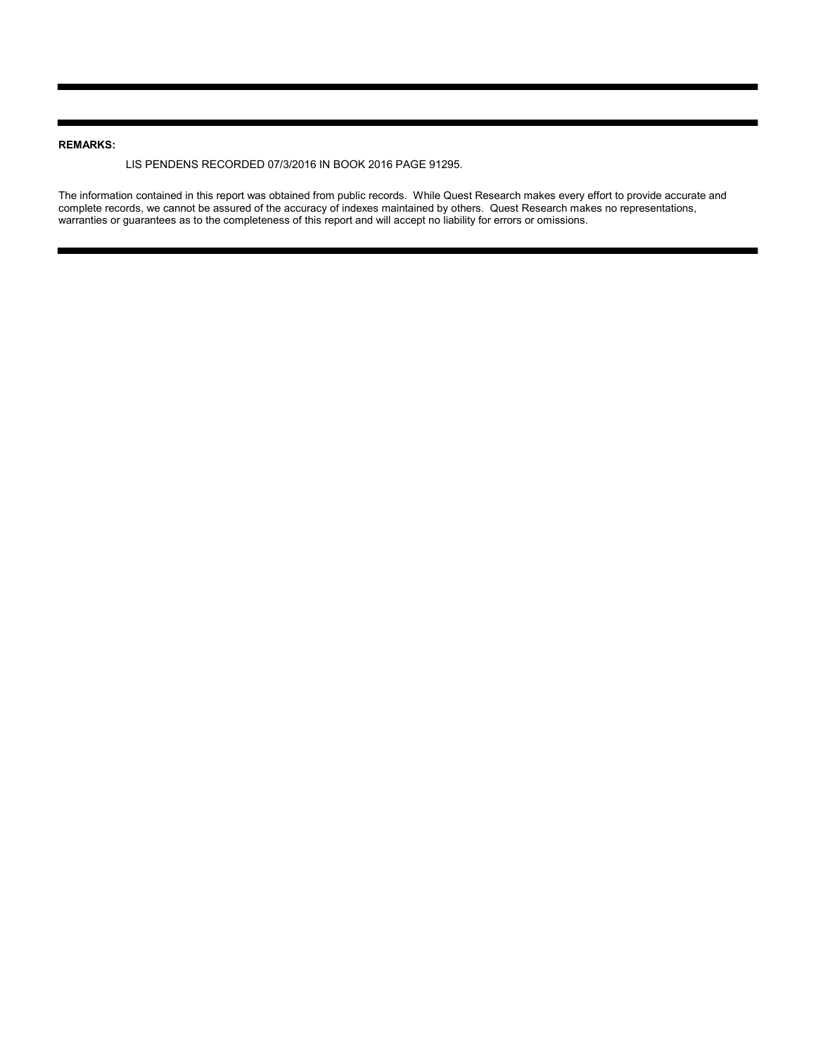**REMARKS:**

LIS PENDENS RECORDED 07/3/2016 IN BOOK 2016 PAGE 91295.

The information contained in this report was obtained from public records. While Quest Research makes every effort to provide accurate and complete records, we cannot be assured of the accuracy of indexes maintained by others. Quest Research makes no representations, warranties or guarantees as to the completeness of this report and will accept no liability for errors or omissions.